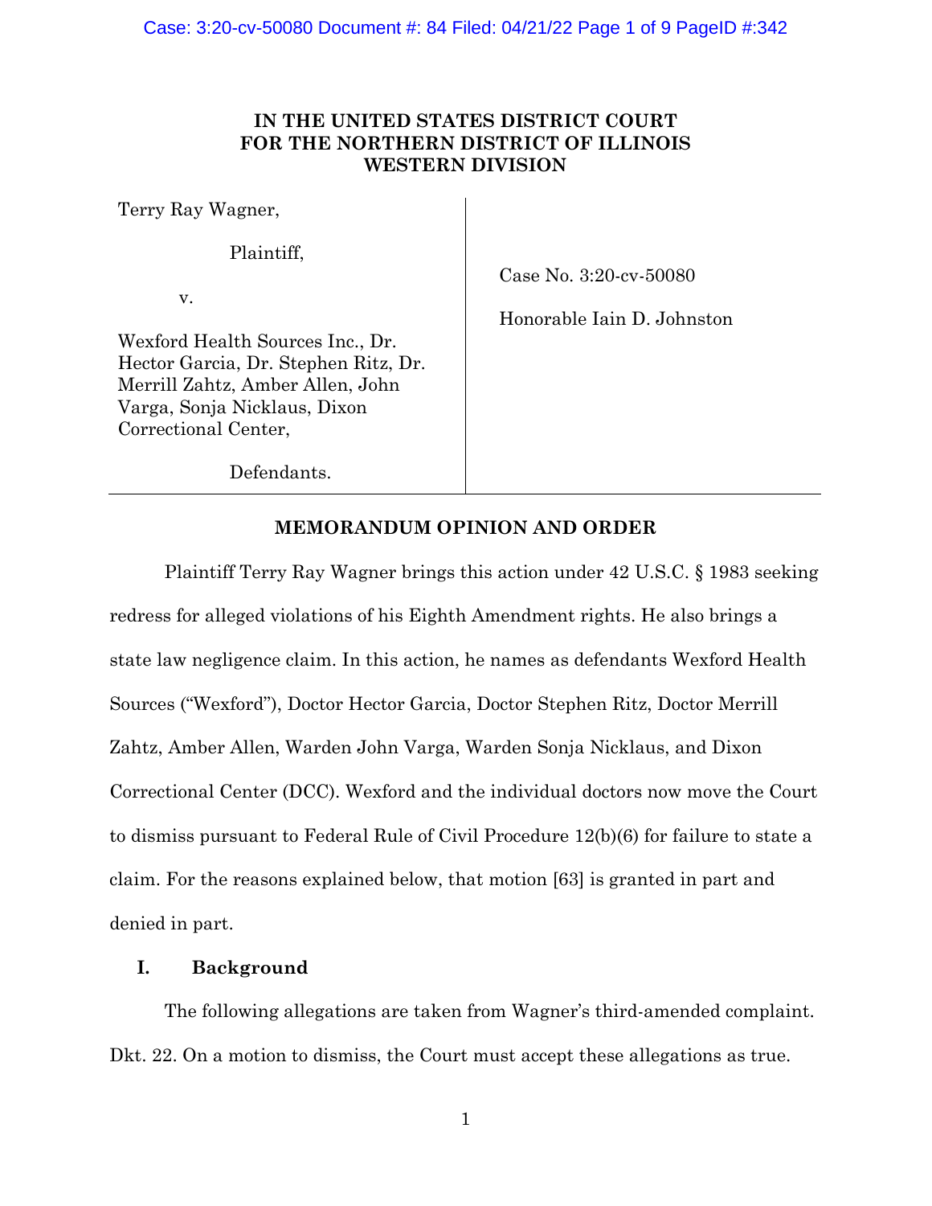**IN THE UNITED STATES DISTRICT COURT**
**FOR THE NORTHERN DISTRICT OF ILLINOIS**
**WESTERN DIVISION**

| | |
|---|---|
| Terry Ray Wagner,<br><br>Plaintiff,<br><br>v.<br><br>Wexford Health Sources Inc., Dr. Hector Garcia, Dr. Stephen Ritz, Dr. Merrill Zahtz, Amber Allen, John Varga, Sonja Nicklaus, Dixon Correctional Center,<br><br>Defendants. | Case No. 3:20-cv-50080<br><br>Honorable Iain D. Johnston |

**MEMORANDUM OPINION AND ORDER**

Plaintiff Terry Ray Wagner brings this action under 42 U.S.C. § 1983 seeking redress for alleged violations of his Eighth Amendment rights. He also brings a state law negligence claim. In this action, he names as defendants Wexford Health Sources ("Wexford"), Doctor Hector Garcia, Doctor Stephen Ritz, Doctor Merrill Zahtz, Amber Allen, Warden John Varga, Warden Sonja Nicklaus, and Dixon Correctional Center (DCC). Wexford and the individual doctors now move the Court to dismiss pursuant to Federal Rule of Civil Procedure 12(b)(6) for failure to state a claim. For the reasons explained below, that motion [63] is granted in part and denied in part.

## I. Background

The following allegations are taken from Wagner's third-amended complaint. Dkt. 22. On a motion to dismiss, the Court must accept these allegations as true.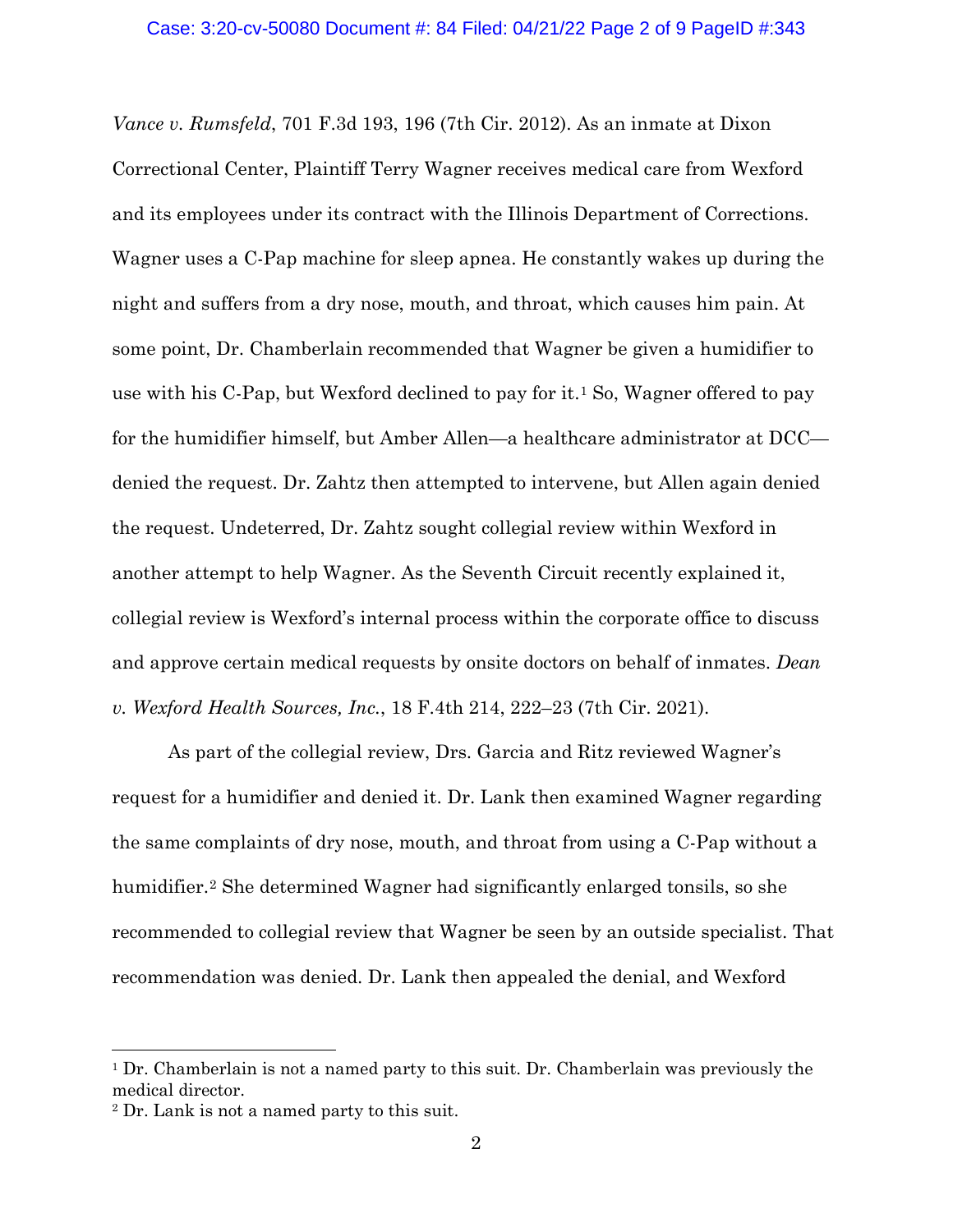*Vance v. Rumsfeld*, 701 F.3d 193, 196 (7th Cir. 2012). As an inmate at Dixon Correctional Center, Plaintiff Terry Wagner receives medical care from Wexford and its employees under its contract with the Illinois Department of Corrections. Wagner uses a C-Pap machine for sleep apnea. He constantly wakes up during the night and suffers from a dry nose, mouth, and throat, which causes him pain. At some point, Dr. Chamberlain recommended that Wagner be given a humidifier to use with his C-Pap, but Wexford declined to pay for it.[1] So, Wagner offered to pay for the humidifier himself, but Amber Allen—a healthcare administrator at DCC—denied the request. Dr. Zahtz then attempted to intervene, but Allen again denied the request. Undeterred, Dr. Zahtz sought collegial review within Wexford in another attempt to help Wagner. As the Seventh Circuit recently explained it, collegial review is Wexford's internal process within the corporate office to discuss and approve certain medical requests by onsite doctors on behalf of inmates. *Dean v. Wexford Health Sources, Inc.*, 18 F.4th 214, 222–23 (7th Cir. 2021).

As part of the collegial review, Drs. Garcia and Ritz reviewed Wagner's request for a humidifier and denied it. Dr. Lank then examined Wagner regarding the same complaints of dry nose, mouth, and throat from using a C-Pap without a humidifier.[2] She determined Wagner had significantly enlarged tonsils, so she recommended to collegial review that Wagner be seen by an outside specialist. That recommendation was denied. Dr. Lank then appealed the denial, and Wexford

---

[1] Dr. Chamberlain is not a named party to this suit. Dr. Chamberlain was previously the medical director.

[2] Dr. Lank is not a named party to this suit.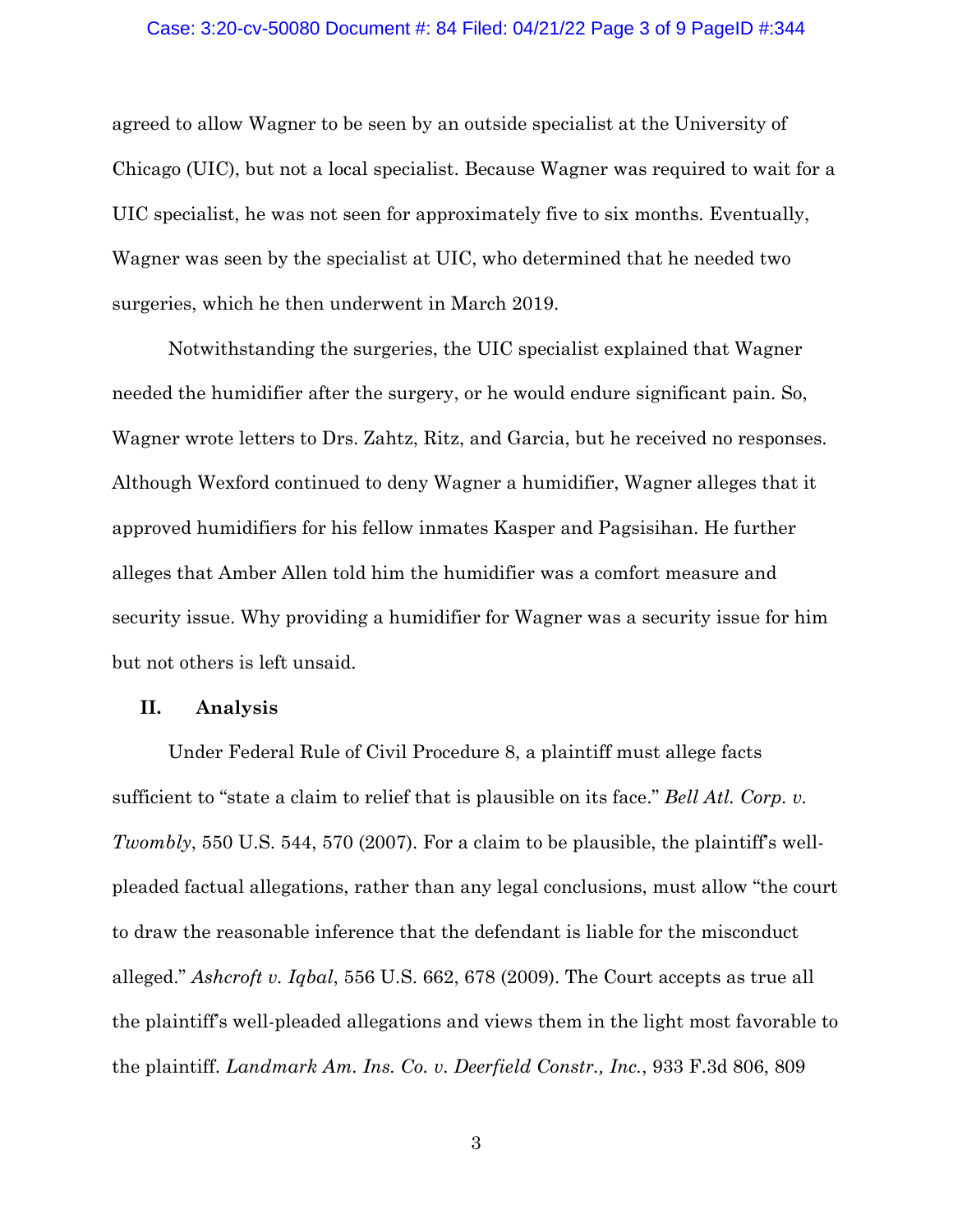agreed to allow Wagner to be seen by an outside specialist at the University of Chicago (UIC), but not a local specialist. Because Wagner was required to wait for a UIC specialist, he was not seen for approximately five to six months. Eventually, Wagner was seen by the specialist at UIC, who determined that he needed two surgeries, which he then underwent in March 2019.

Notwithstanding the surgeries, the UIC specialist explained that Wagner needed the humidifier after the surgery, or he would endure significant pain. So, Wagner wrote letters to Drs. Zahtz, Ritz, and Garcia, but he received no responses. Although Wexford continued to deny Wagner a humidifier, Wagner alleges that it approved humidifiers for his fellow inmates Kasper and Pagsisihan. He further alleges that Amber Allen told him the humidifier was a comfort measure and security issue. Why providing a humidifier for Wagner was a security issue for him but not others is left unsaid.

## II. Analysis

Under Federal Rule of Civil Procedure 8, a plaintiff must allege facts sufficient to "state a claim to relief that is plausible on its face." *Bell Atl. Corp. v. Twombly*, 550 U.S. 544, 570 (2007). For a claim to be plausible, the plaintiff's well-pleaded factual allegations, rather than any legal conclusions, must allow "the court to draw the reasonable inference that the defendant is liable for the misconduct alleged." *Ashcroft v. Iqbal*, 556 U.S. 662, 678 (2009). The Court accepts as true all the plaintiff's well-pleaded allegations and views them in the light most favorable to the plaintiff. *Landmark Am. Ins. Co. v. Deerfield Constr., Inc.*, 933 F.3d 806, 809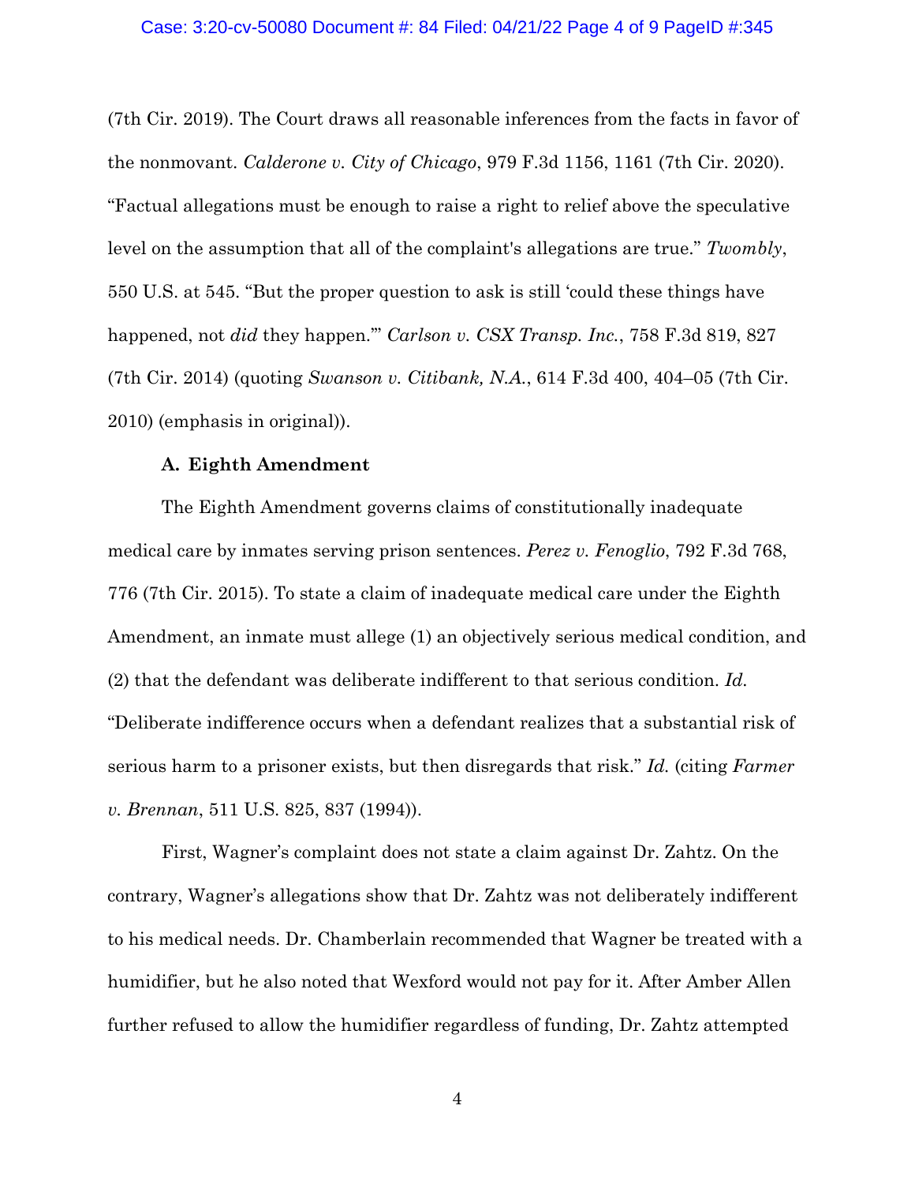(7th Cir. 2019). The Court draws all reasonable inferences from the facts in favor of the nonmovant. *Calderone v. City of Chicago*, 979 F.3d 1156, 1161 (7th Cir. 2020). "Factual allegations must be enough to raise a right to relief above the speculative level on the assumption that all of the complaint's allegations are true." *Twombly*, 550 U.S. at 545. "But the proper question to ask is still 'could these things have happened, not *did* they happen.'" *Carlson v. CSX Transp. Inc.*, 758 F.3d 819, 827 (7th Cir. 2014) (quoting *Swanson v. Citibank, N.A.*, 614 F.3d 400, 404–05 (7th Cir. 2010) (emphasis in original)).

**A. Eighth Amendment**

The Eighth Amendment governs claims of constitutionally inadequate medical care by inmates serving prison sentences. *Perez v. Fenoglio*, 792 F.3d 768, 776 (7th Cir. 2015). To state a claim of inadequate medical care under the Eighth Amendment, an inmate must allege (1) an objectively serious medical condition, and (2) that the defendant was deliberate indifferent to that serious condition. *Id.* "Deliberate indifference occurs when a defendant realizes that a substantial risk of serious harm to a prisoner exists, but then disregards that risk." *Id.* (citing *Farmer v. Brennan*, 511 U.S. 825, 837 (1994)).

First, Wagner's complaint does not state a claim against Dr. Zahtz. On the contrary, Wagner's allegations show that Dr. Zahtz was not deliberately indifferent to his medical needs. Dr. Chamberlain recommended that Wagner be treated with a humidifier, but he also noted that Wexford would not pay for it. After Amber Allen further refused to allow the humidifier regardless of funding, Dr. Zahtz attempted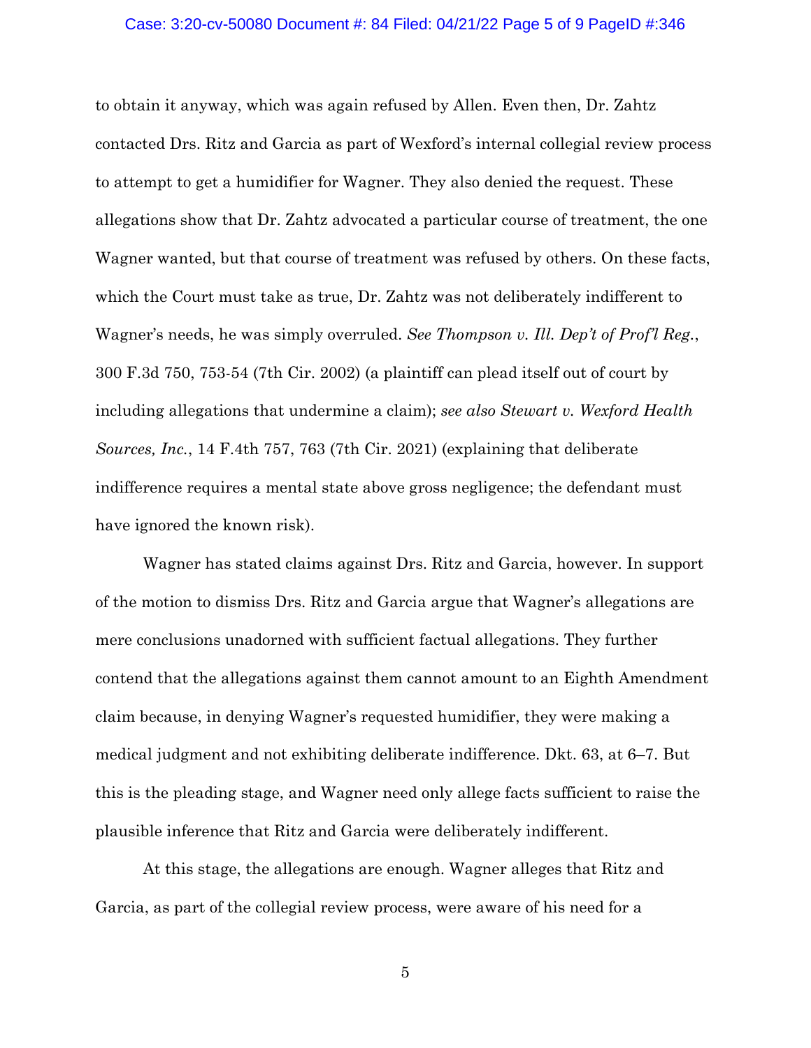to obtain it anyway, which was again refused by Allen. Even then, Dr. Zahtz contacted Drs. Ritz and Garcia as part of Wexford's internal collegial review process to attempt to get a humidifier for Wagner. They also denied the request. These allegations show that Dr. Zahtz advocated a particular course of treatment, the one Wagner wanted, but that course of treatment was refused by others. On these facts, which the Court must take as true, Dr. Zahtz was not deliberately indifferent to Wagner's needs, he was simply overruled. *See Thompson v. Ill. Dep't of Prof'l Reg.*, 300 F.3d 750, 753-54 (7th Cir. 2002) (a plaintiff can plead itself out of court by including allegations that undermine a claim); *see also Stewart v. Wexford Health Sources, Inc.*, 14 F.4th 757, 763 (7th Cir. 2021) (explaining that deliberate indifference requires a mental state above gross negligence; the defendant must have ignored the known risk).

Wagner has stated claims against Drs. Ritz and Garcia, however. In support of the motion to dismiss Drs. Ritz and Garcia argue that Wagner's allegations are mere conclusions unadorned with sufficient factual allegations. They further contend that the allegations against them cannot amount to an Eighth Amendment claim because, in denying Wagner's requested humidifier, they were making a medical judgment and not exhibiting deliberate indifference. Dkt. 63, at 6–7. But this is the pleading stage, and Wagner need only allege facts sufficient to raise the plausible inference that Ritz and Garcia were deliberately indifferent.

At this stage, the allegations are enough. Wagner alleges that Ritz and Garcia, as part of the collegial review process, were aware of his need for a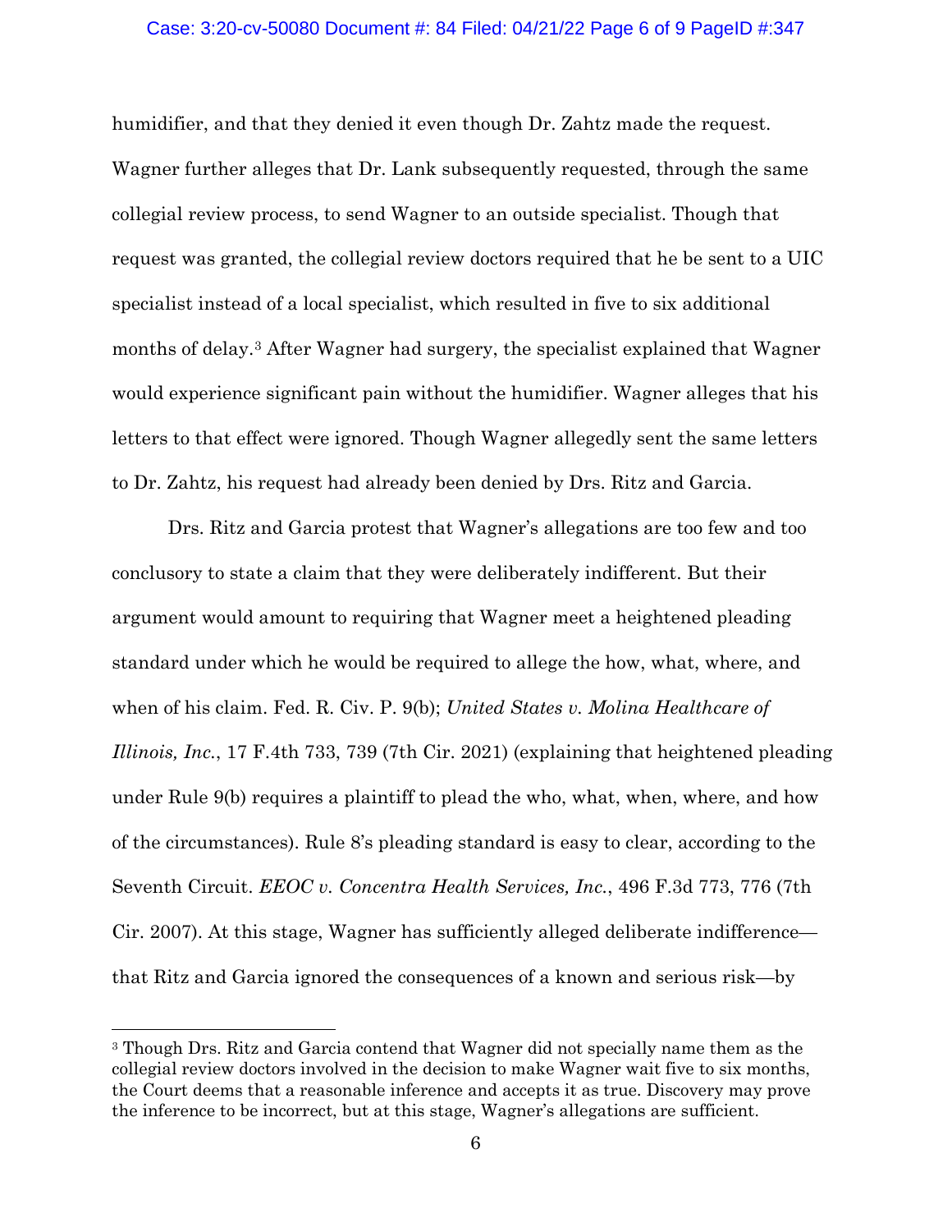humidifier, and that they denied it even though Dr. Zahtz made the request. Wagner further alleges that Dr. Lank subsequently requested, through the same collegial review process, to send Wagner to an outside specialist. Though that request was granted, the collegial review doctors required that he be sent to a UIC specialist instead of a local specialist, which resulted in five to six additional months of delay.[3] After Wagner had surgery, the specialist explained that Wagner would experience significant pain without the humidifier. Wagner alleges that his letters to that effect were ignored. Though Wagner allegedly sent the same letters to Dr. Zahtz, his request had already been denied by Drs. Ritz and Garcia.

Drs. Ritz and Garcia protest that Wagner's allegations are too few and too conclusory to state a claim that they were deliberately indifferent. But their argument would amount to requiring that Wagner meet a heightened pleading standard under which he would be required to allege the how, what, where, and when of his claim. Fed. R. Civ. P. 9(b); *United States v. Molina Healthcare of Illinois, Inc.*, 17 F.4th 733, 739 (7th Cir. 2021) (explaining that heightened pleading under Rule 9(b) requires a plaintiff to plead the who, what, when, where, and how of the circumstances). Rule 8's pleading standard is easy to clear, according to the Seventh Circuit. *EEOC v. Concentra Health Services, Inc.*, 496 F.3d 773, 776 (7th Cir. 2007). At this stage, Wagner has sufficiently alleged deliberate indifference—that Ritz and Garcia ignored the consequences of a known and serious risk—by

[3] Though Drs. Ritz and Garcia contend that Wagner did not specially name them as the collegial review doctors involved in the decision to make Wagner wait five to six months, the Court deems that a reasonable inference and accepts it as true. Discovery may prove the inference to be incorrect, but at this stage, Wagner's allegations are sufficient.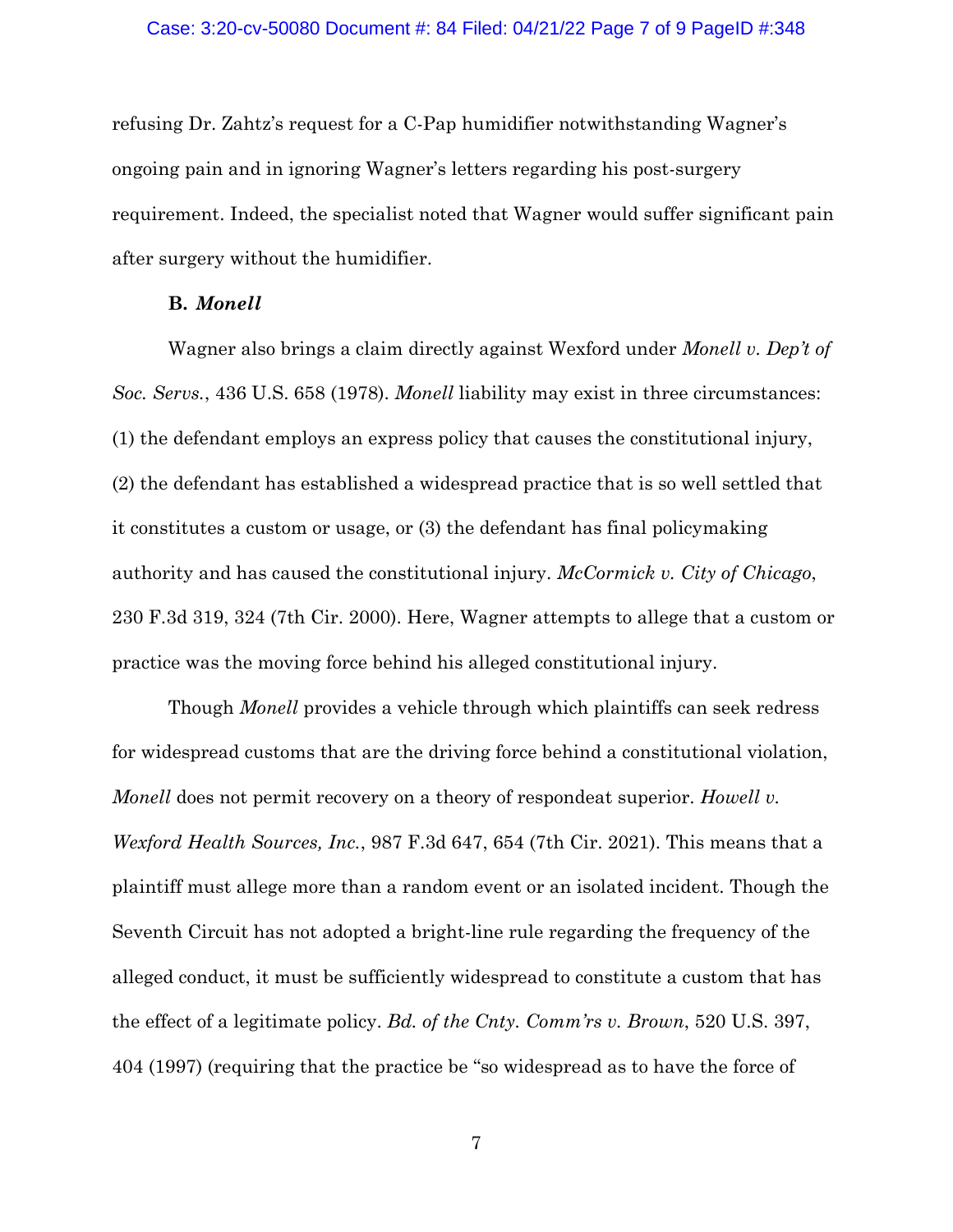refusing Dr. Zahtz's request for a C-Pap humidifier notwithstanding Wagner's ongoing pain and in ignoring Wagner's letters regarding his post-surgery requirement. Indeed, the specialist noted that Wagner would suffer significant pain after surgery without the humidifier.

**B. *Monell***

Wagner also brings a claim directly against Wexford under *Monell v. Dep't of Soc. Servs.*, 436 U.S. 658 (1978). *Monell* liability may exist in three circumstances: (1) the defendant employs an express policy that causes the constitutional injury, (2) the defendant has established a widespread practice that is so well settled that it constitutes a custom or usage, or (3) the defendant has final policymaking authority and has caused the constitutional injury. *McCormick v. City of Chicago*, 230 F.3d 319, 324 (7th Cir. 2000). Here, Wagner attempts to allege that a custom or practice was the moving force behind his alleged constitutional injury.

Though *Monell* provides a vehicle through which plaintiffs can seek redress for widespread customs that are the driving force behind a constitutional violation, *Monell* does not permit recovery on a theory of respondeat superior. *Howell v. Wexford Health Sources, Inc.*, 987 F.3d 647, 654 (7th Cir. 2021). This means that a plaintiff must allege more than a random event or an isolated incident. Though the Seventh Circuit has not adopted a bright-line rule regarding the frequency of the alleged conduct, it must be sufficiently widespread to constitute a custom that has the effect of a legitimate policy. *Bd. of the Cnty. Comm'rs v. Brown*, 520 U.S. 397, 404 (1997) (requiring that the practice be "so widespread as to have the force of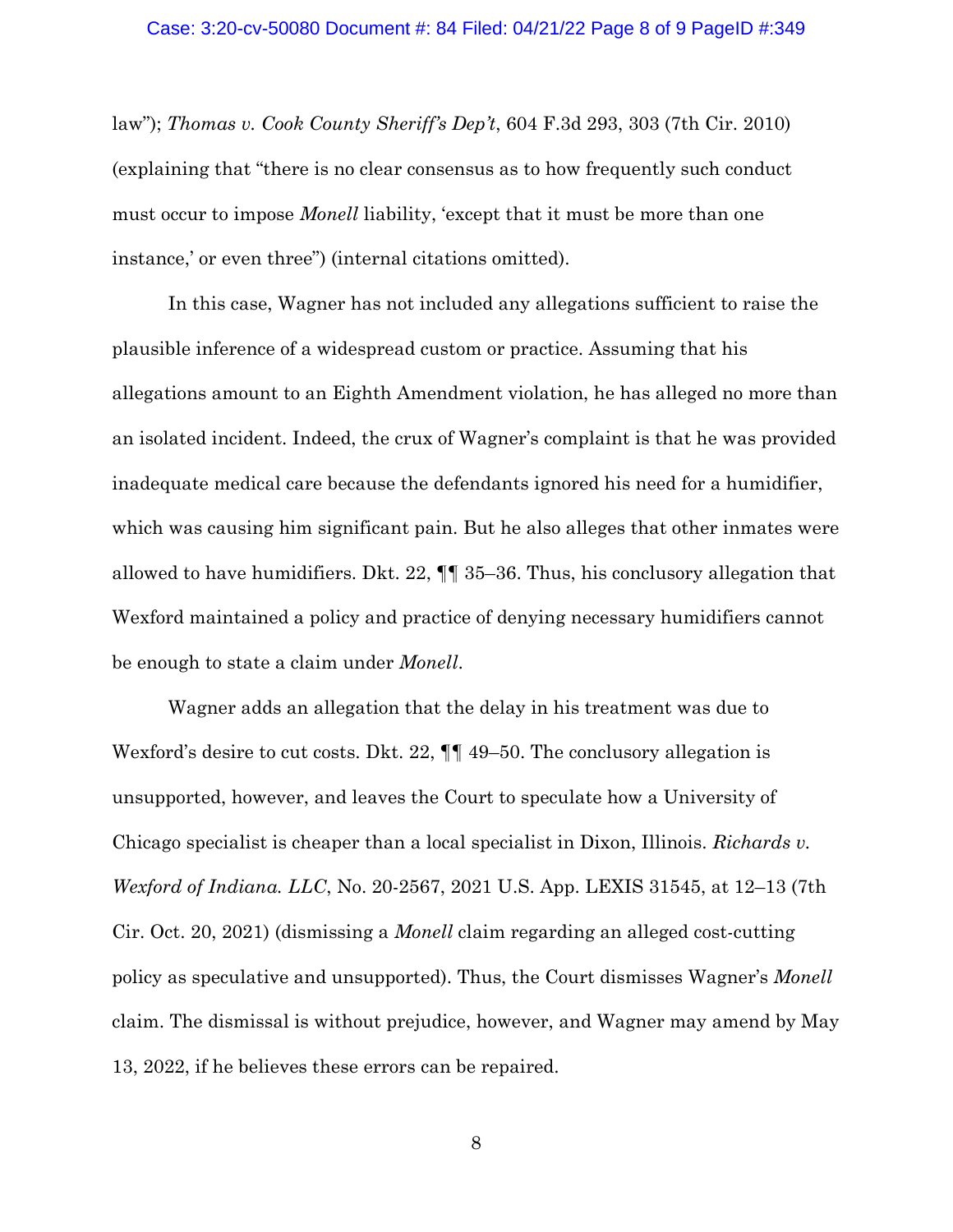law"); *Thomas v. Cook County Sheriff's Dep't*, 604 F.3d 293, 303 (7th Cir. 2010) (explaining that "there is no clear consensus as to how frequently such conduct must occur to impose *Monell* liability, 'except that it must be more than one instance,' or even three") (internal citations omitted).

In this case, Wagner has not included any allegations sufficient to raise the plausible inference of a widespread custom or practice. Assuming that his allegations amount to an Eighth Amendment violation, he has alleged no more than an isolated incident. Indeed, the crux of Wagner's complaint is that he was provided inadequate medical care because the defendants ignored his need for a humidifier, which was causing him significant pain. But he also alleges that other inmates were allowed to have humidifiers. Dkt. 22, ¶¶ 35–36. Thus, his conclusory allegation that Wexford maintained a policy and practice of denying necessary humidifiers cannot be enough to state a claim under *Monell*.

Wagner adds an allegation that the delay in his treatment was due to Wexford's desire to cut costs. Dkt. 22, ¶¶ 49–50. The conclusory allegation is unsupported, however, and leaves the Court to speculate how a University of Chicago specialist is cheaper than a local specialist in Dixon, Illinois. *Richards v. Wexford of Indiana. LLC*, No. 20-2567, 2021 U.S. App. LEXIS 31545, at 12–13 (7th Cir. Oct. 20, 2021) (dismissing a *Monell* claim regarding an alleged cost-cutting policy as speculative and unsupported). Thus, the Court dismisses Wagner's *Monell* claim. The dismissal is without prejudice, however, and Wagner may amend by May 13, 2022, if he believes these errors can be repaired.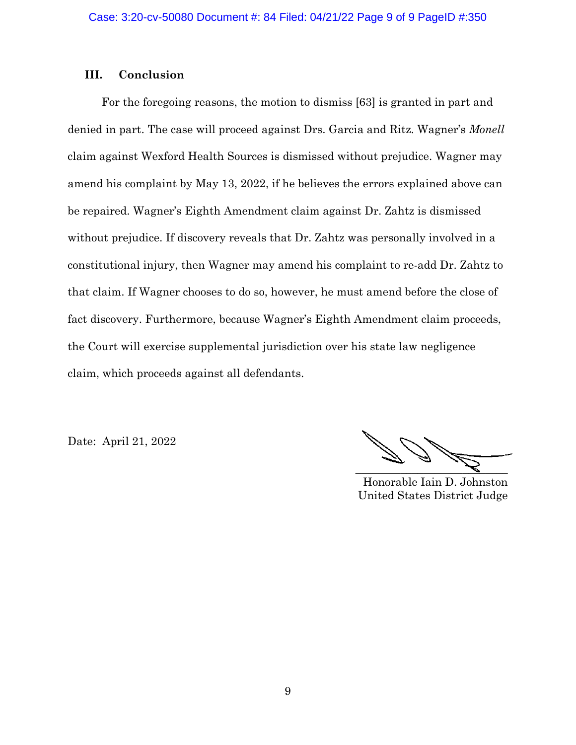### III. Conclusion

For the foregoing reasons, the motion to dismiss [63] is granted in part and denied in part. The case will proceed against Drs. Garcia and Ritz. Wagner's *Monell* claim against Wexford Health Sources is dismissed without prejudice. Wagner may amend his complaint by May 13, 2022, if he believes the errors explained above can be repaired. Wagner's Eighth Amendment claim against Dr. Zahtz is dismissed without prejudice. If discovery reveals that Dr. Zahtz was personally involved in a constitutional injury, then Wagner may amend his complaint to re-add Dr. Zahtz to that claim. If Wagner chooses to do so, however, he must amend before the close of fact discovery. Furthermore, because Wagner's Eighth Amendment claim proceeds, the Court will exercise supplemental jurisdiction over his state law negligence claim, which proceeds against all defendants.

Date: April 21, 2022

Honorable Iain D. Johnston
United States District Judge